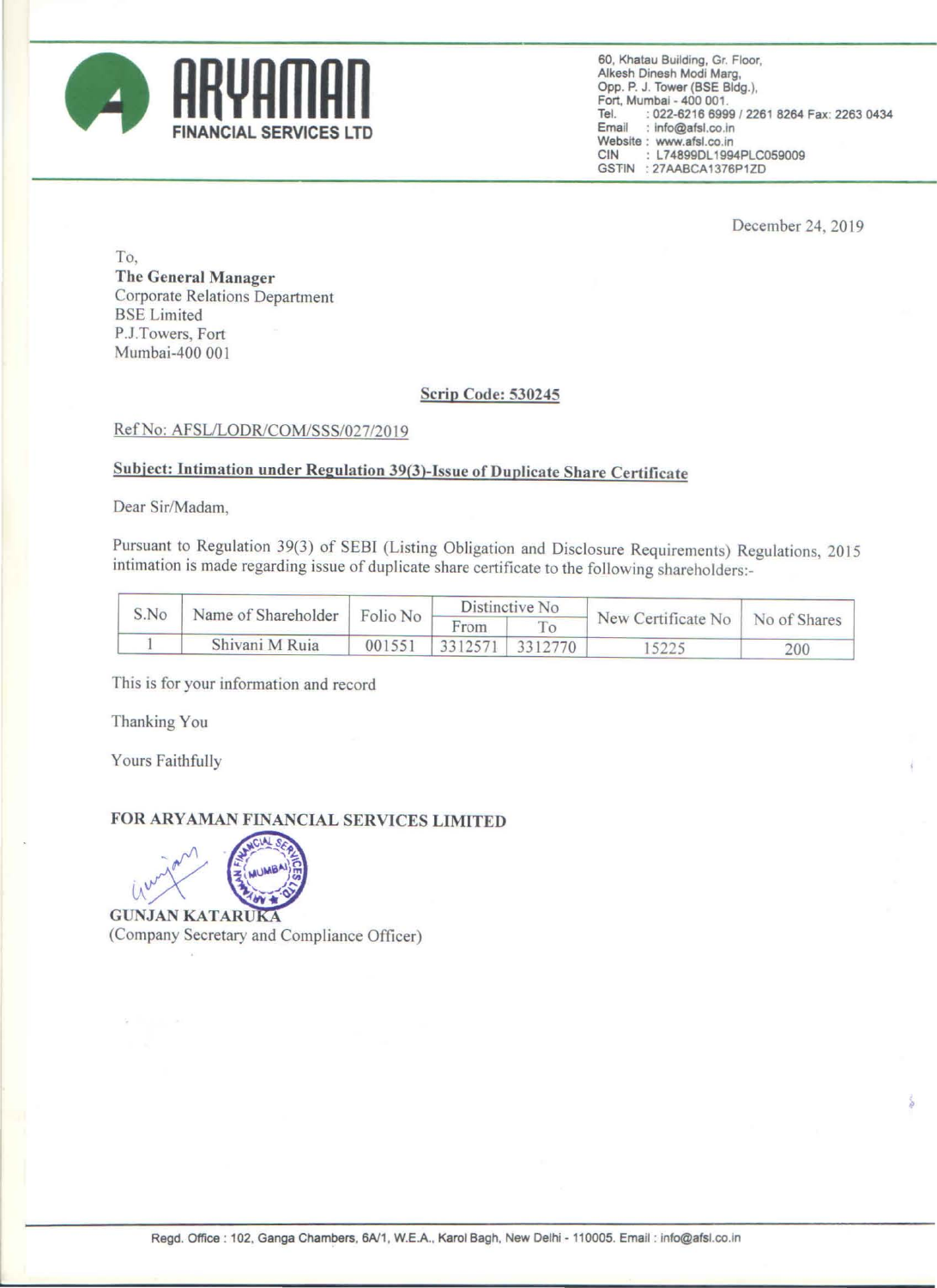**ARYAMAN**
**FINANCIAL SERVICES LTD**

60, Khatau Building, Gr. Floor,
Alkesh Dinesh Modi Marg,
Opp. P. J. Tower (BSE Bldg.),
Fort, Mumbai - 400 001.
Tel. : 022-6216 6999 / 2261 8264 Fax: 2263 0434
Email : info@afsl.co.in
Website : www.afsl.co.in
CIN : L74899DL1994PLC059009
GSTIN : 27AABCA1376P1ZD

December 24, 2019

To,
**The General Manager**
Corporate Relations Department
BSE Limited
P.J.Towers, Fort
Mumbai-400 001

**Scrip Code: 530245**

Ref No: AFSL/LODR/COM/SSS/027/2019

**Subject: Intimation under Regulation 39(3)-Issue of Duplicate Share Certificate**

Dear Sir/Madam,

Pursuant to Regulation 39(3) of SEBI (Listing Obligation and Disclosure Requirements) Regulations, 2015 intimation is made regarding issue of duplicate share certificate to the following shareholders:-

| S.No | Name of Shareholder | Folio No | Distinctive No | | New Certificate No | No of Shares |
|---|---|---|---|---|---|---|
| | | | From | To | | |
| 1 | Shivani M Ruia | 001551 | 3312571 | 3312770 | 15225 | 200 |

This is for your information and record

Thanking You

Yours Faithfully

**FOR ARYAMAN FINANCIAL SERVICES LIMITED**

**GUNJAN KATARUKA**
(Company Secretary and Compliance Officer)

Regd. Office : 102, Ganga Chambers, 6A/1, W.E.A., Karol Bagh, New Delhi - 110005. Email : info@afsl.co.in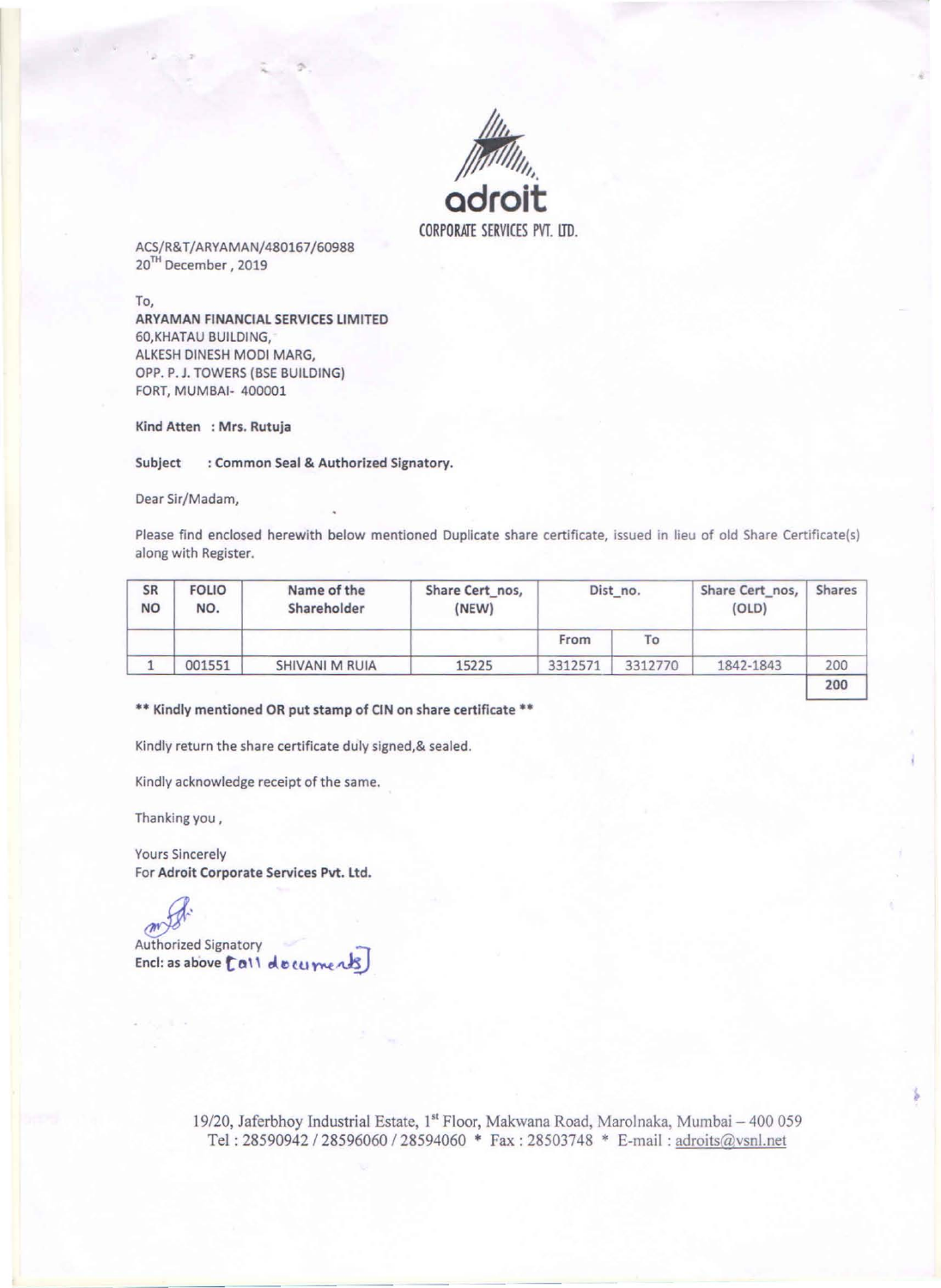**adroit**

CORPORATE SERVICES PVT. LTD.

ACS/R&T/ARYAMAN/480167/60988
20TH December , 2019

To,
**ARYAMAN FINANCIAL SERVICES LIMITED**
60,KHATAU BUILDING,
ALKESH DINESH MODI MARG,
OPP. P. J. TOWERS (BSE BUILDING)
FORT, MUMBAI- 400001

**Kind Atten : Mrs. Rutuja**

**Subject : Common Seal & Authorized Signatory.**

Dear Sir/Madam,

Please find enclosed herewith below mentioned Duplicate share certificate, issued in lieu of old Share Certificate(s) along with Register.

| SR NO | FOLIO NO. | Name of the Shareholder | Share Cert_nos, (NEW) | Dist_no. | | Share Cert_nos, (OLD) | Shares |
|---|---|---|---|---|---|---|---|
| | | | | From | To | | |
| 1 | 001551 | SHIVANI M RUIA | 15225 | 3312571 | 3312770 | 1842-1843 | 200 |
| | | | | | | | 200 |

**** Kindly mentioned OR put stamp of CIN on share certificate ****

Kindly return the share certificate duly signed,& sealed.

Kindly acknowledge receipt of the same.

Thanking you ,

Yours Sincerely
For **Adroit Corporate Services Pvt. Ltd.**

Authorized Signatory
**Encl: as above** [all documents]

19/20, Jaferbhoy Industrial Estate, 1st Floor, Makwana Road, Marolnaka, Mumbai – 400 059
Tel : 28590942 / 28596060 / 28594060 * Fax : 28503748 * E-mail : adroits@vsnl.net